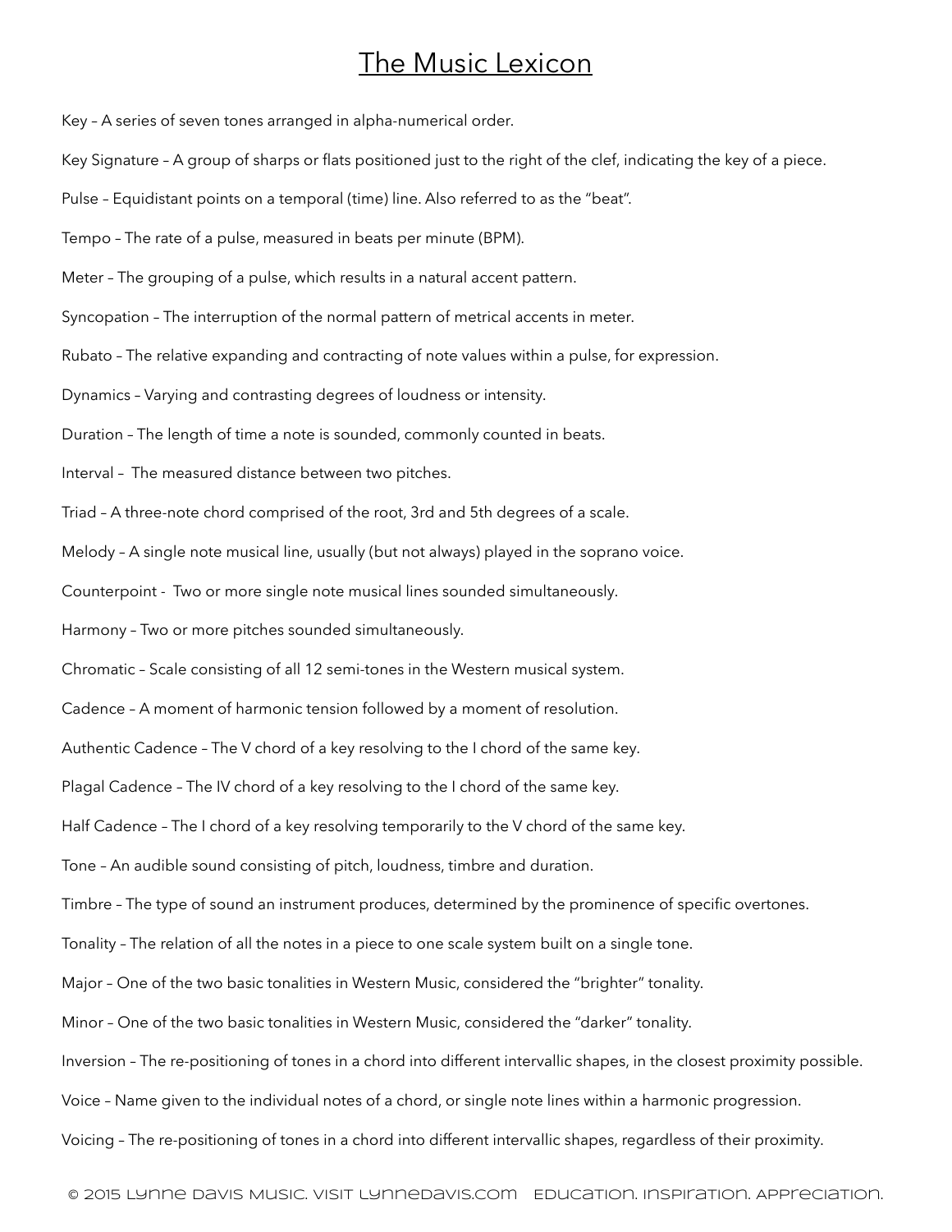# The Music Lexicon

Key – A series of seven tones arranged in alpha-numerical order.

Key Signature – A group of sharps or flats positioned just to the right of the clef, indicating the key of a piece.

Pulse – Equidistant points on a temporal (time) line. Also referred to as the "beat".

Tempo – The rate of a pulse, measured in beats per minute (BPM).

Meter – The grouping of a pulse, which results in a natural accent pattern.

Syncopation – The interruption of the normal pattern of metrical accents in meter.

Rubato – The relative expanding and contracting of note values within a pulse, for expression.

Dynamics – Varying and contrasting degrees of loudness or intensity.

Duration – The length of time a note is sounded, commonly counted in beats.

Interval – The measured distance between two pitches.

Triad – A three-note chord comprised of the root, 3rd and 5th degrees of a scale.

Melody – A single note musical line, usually (but not always) played in the soprano voice.

Counterpoint - Two or more single note musical lines sounded simultaneously.

Harmony – Two or more pitches sounded simultaneously.

Chromatic – Scale consisting of all 12 semi-tones in the Western musical system.

Cadence – A moment of harmonic tension followed by a moment of resolution.

Authentic Cadence – The V chord of a key resolving to the I chord of the same key.

Plagal Cadence – The IV chord of a key resolving to the I chord of the same key.

Half Cadence – The I chord of a key resolving temporarily to the V chord of the same key.

Tone – An audible sound consisting of pitch, loudness, timbre and duration.

Timbre – The type of sound an instrument produces, determined by the prominence of specific overtones.

Tonality – The relation of all the notes in a piece to one scale system built on a single tone.

Major – One of the two basic tonalities in Western Music, considered the "brighter" tonality.

Minor – One of the two basic tonalities in Western Music, considered the "darker" tonality.

Inversion – The re-positioning of tones in a chord into different intervallic shapes, in the closest proximity possible.

Voice – Name given to the individual notes of a chord, or single note lines within a harmonic progression.

Voicing – The re-positioning of tones in a chord into different intervallic shapes, regardless of their proximity.

© 2015 Lynne Davis Music. Visit LynneDavis.com Education. Inspiration. Appreciation.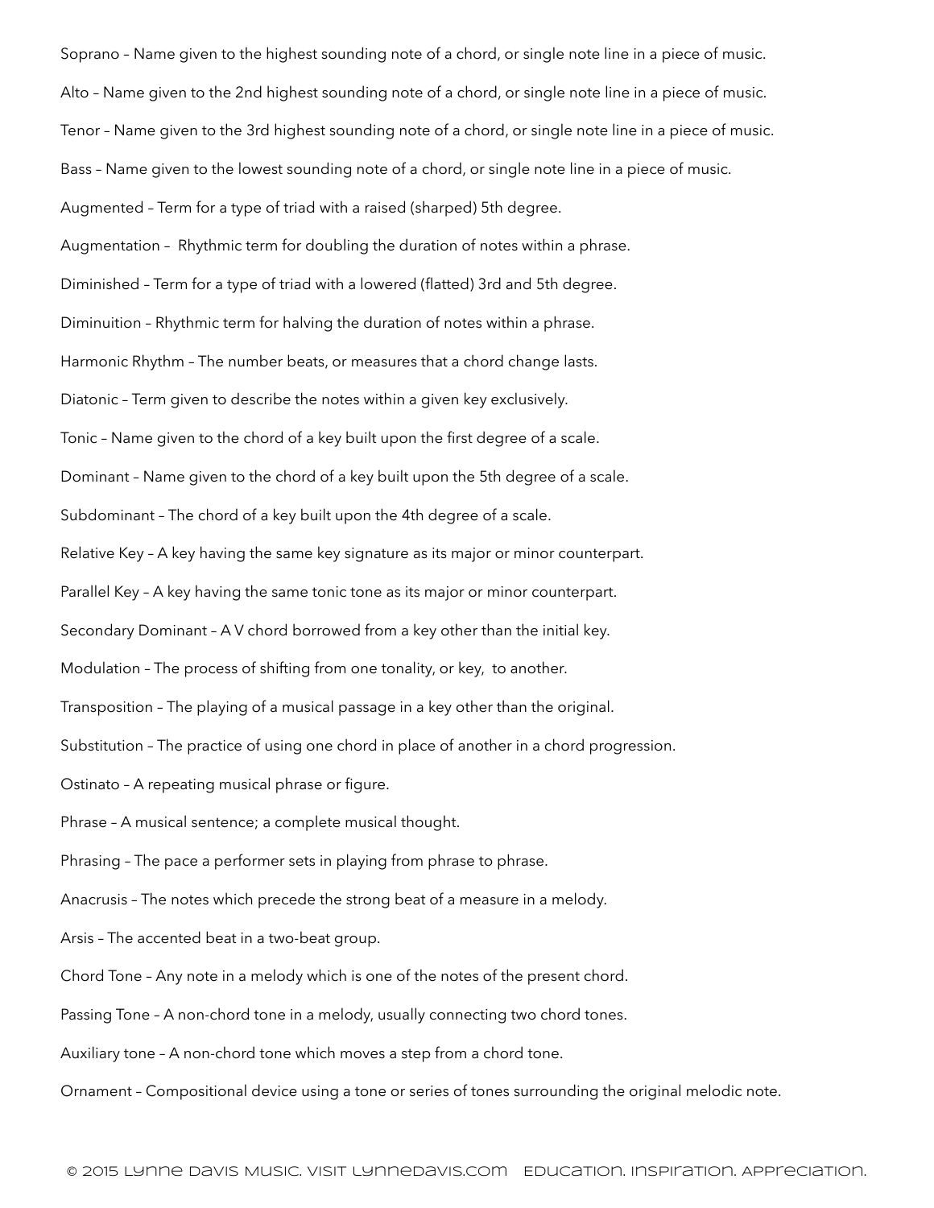Soprano – Name given to the highest sounding note of a chord, or single note line in a piece of music.

Alto – Name given to the 2nd highest sounding note of a chord, or single note line in a piece of music.

Tenor – Name given to the 3rd highest sounding note of a chord, or single note line in a piece of music.

Bass – Name given to the lowest sounding note of a chord, or single note line in a piece of music.

Augmented – Term for a type of triad with a raised (sharped) 5th degree.

Augmentation – Rhythmic term for doubling the duration of notes within a phrase.

Diminished – Term for a type of triad with a lowered (flatted) 3rd and 5th degree.

Diminuition – Rhythmic term for halving the duration of notes within a phrase.

Harmonic Rhythm – The number beats, or measures that a chord change lasts.

Diatonic – Term given to describe the notes within a given key exclusively.

Tonic – Name given to the chord of a key built upon the first degree of a scale.

Dominant – Name given to the chord of a key built upon the 5th degree of a scale.

Subdominant – The chord of a key built upon the 4th degree of a scale.

Relative Key – A key having the same key signature as its major or minor counterpart.

Parallel Key – A key having the same tonic tone as its major or minor counterpart.

Secondary Dominant – A V chord borrowed from a key other than the initial key.

Modulation – The process of shifting from one tonality, or key, to another.

Transposition – The playing of a musical passage in a key other than the original.

Substitution – The practice of using one chord in place of another in a chord progression.

Ostinato – A repeating musical phrase or figure.

Phrase – A musical sentence; a complete musical thought.

Phrasing – The pace a performer sets in playing from phrase to phrase.

Anacrusis – The notes which precede the strong beat of a measure in a melody.

Arsis – The accented beat in a two-beat group.

Chord Tone – Any note in a melody which is one of the notes of the present chord.

Passing Tone – A non-chord tone in a melody, usually connecting two chord tones.

Auxiliary tone – A non-chord tone which moves a step from a chord tone.

Ornament – Compositional device using a tone or series of tones surrounding the original melodic note.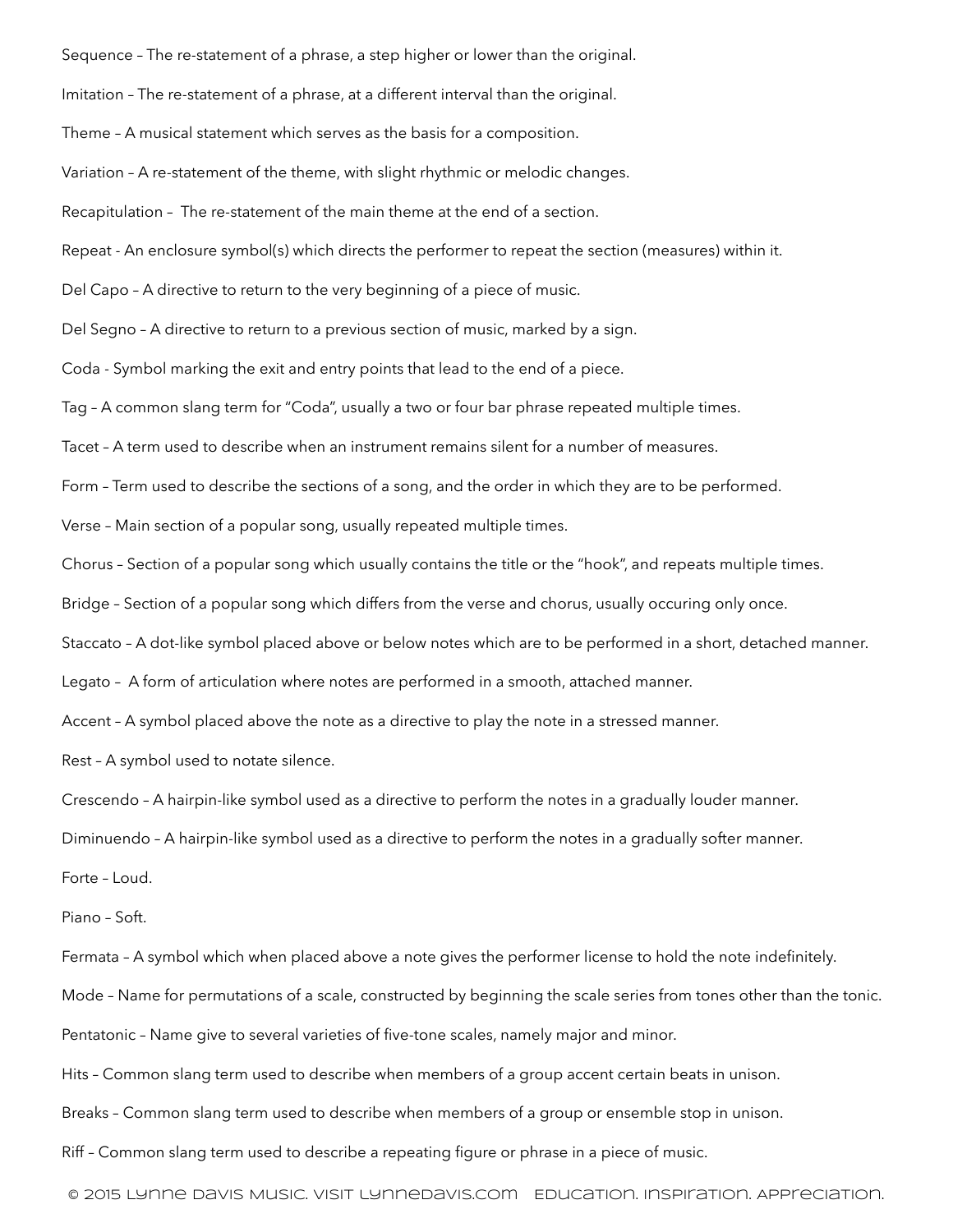Sequence – The re-statement of a phrase, a step higher or lower than the original.

Imitation – The re-statement of a phrase, at a different interval than the original.

Theme – A musical statement which serves as the basis for a composition.

Variation – A re-statement of the theme, with slight rhythmic or melodic changes.

Recapitulation – The re-statement of the main theme at the end of a section.

Repeat - An enclosure symbol(s) which directs the performer to repeat the section (measures) within it.

Del Capo – A directive to return to the very beginning of a piece of music.

Del Segno – A directive to return to a previous section of music, marked by a sign.

Coda - Symbol marking the exit and entry points that lead to the end of a piece.

Tag – A common slang term for "Coda", usually a two or four bar phrase repeated multiple times.

Tacet – A term used to describe when an instrument remains silent for a number of measures.

Form – Term used to describe the sections of a song, and the order in which they are to be performed.

Verse – Main section of a popular song, usually repeated multiple times.

Chorus – Section of a popular song which usually contains the title or the "hook", and repeats multiple times.

Bridge – Section of a popular song which differs from the verse and chorus, usually occuring only once.

Staccato – A dot-like symbol placed above or below notes which are to be performed in a short, detached manner.

Legato – A form of articulation where notes are performed in a smooth, attached manner.

Accent – A symbol placed above the note as a directive to play the note in a stressed manner.

Rest – A symbol used to notate silence.

Crescendo – A hairpin-like symbol used as a directive to perform the notes in a gradually louder manner.

Diminuendo – A hairpin-like symbol used as a directive to perform the notes in a gradually softer manner.

Forte – Loud.

Piano – Soft.

Fermata – A symbol which when placed above a note gives the performer license to hold the note indefinitely.

Mode – Name for permutations of a scale, constructed by beginning the scale series from tones other than the tonic.

Pentatonic – Name give to several varieties of five-tone scales, namely major and minor.

Hits – Common slang term used to describe when members of a group accent certain beats in unison.

Breaks – Common slang term used to describe when members of a group or ensemble stop in unison.

Riff – Common slang term used to describe a repeating figure or phrase in a piece of music.